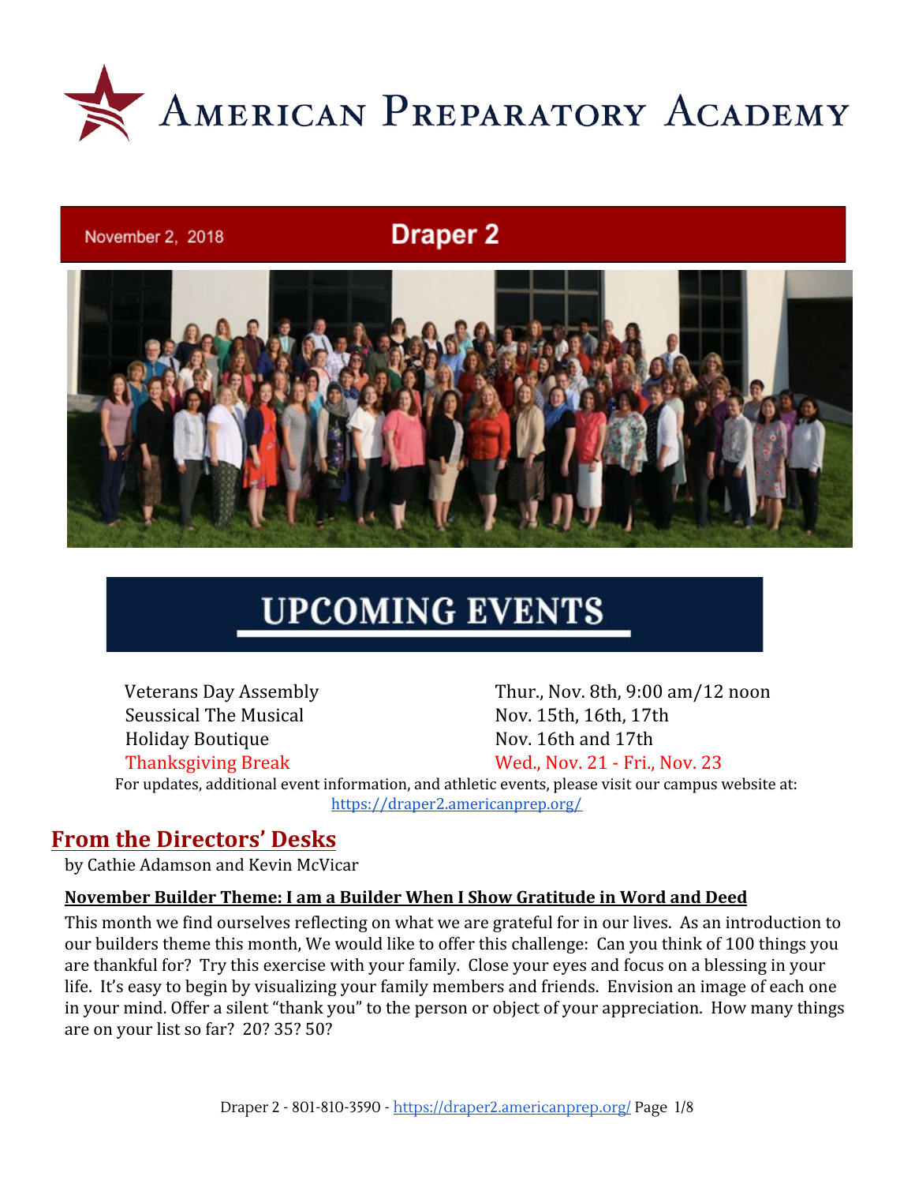# American Preparatory Academy

November 2, 2018

## Draper 2

## UPCOMING EVENTS

| | |
|---|---|
| Veterans Day Assembly | Thur., Nov. 8th, 9:00 am/12 noon |
| Seussical The Musical | Nov. 15th, 16th, 17th |
| Holiday Boutique | Nov. 16th and 17th |
| Thanksgiving Break | Wed., Nov. 21 - Fri., Nov. 23 |

For updates, additional event information, and athletic events, please visit our campus website at: https://draper2.americanprep.org/

## From the Directors' Desks

by Cathie Adamson and Kevin McVicar

### November Builder Theme: I am a Builder When I Show Gratitude in Word and Deed

This month we find ourselves reflecting on what we are grateful for in our lives. As an introduction to our builders theme this month, We would like to offer this challenge: Can you think of 100 things you are thankful for? Try this exercise with your family. Close your eyes and focus on a blessing in your life. It's easy to begin by visualizing your family members and friends. Envision an image of each one in your mind. Offer a silent "thank you" to the person or object of your appreciation. How many things are on your list so far? 20? 35? 50?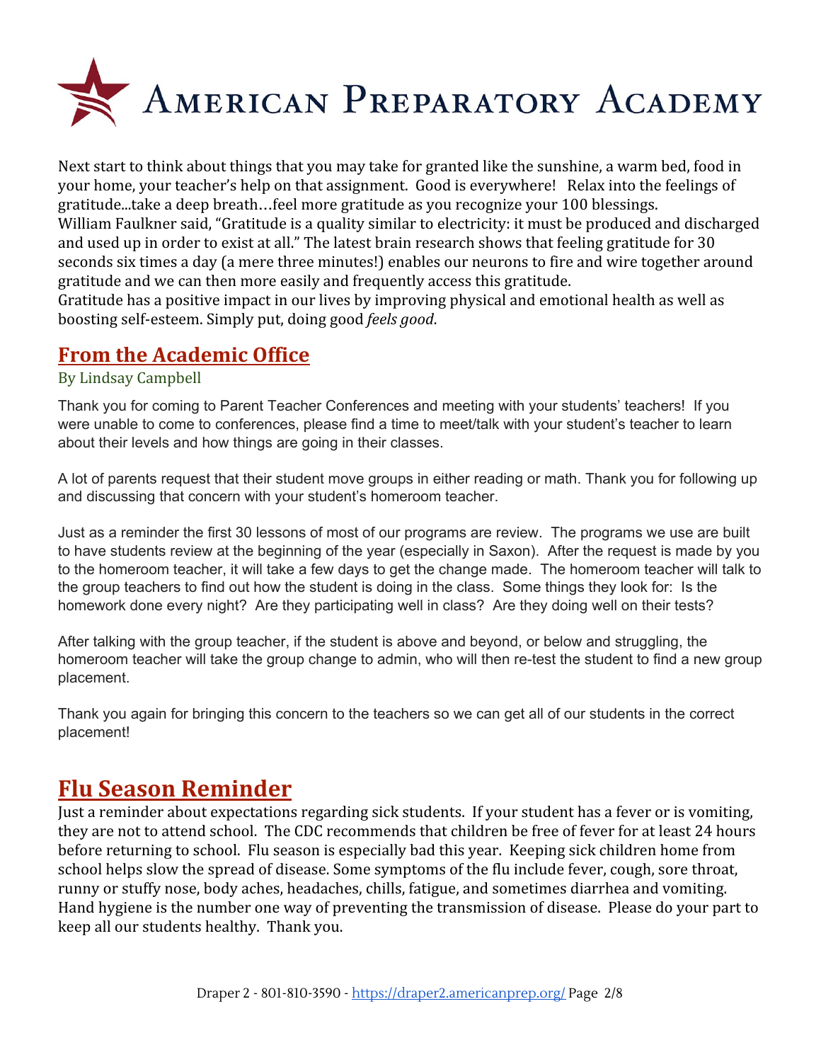Next start to think about things that you may take for granted like the sunshine, a warm bed, food in your home, your teacher's help on that assignment. Good is everywhere! Relax into the feelings of gratitude...take a deep breath…feel more gratitude as you recognize your 100 blessings.
William Faulkner said, "Gratitude is a quality similar to electricity: it must be produced and discharged and used up in order to exist at all." The latest brain research shows that feeling gratitude for 30 seconds six times a day (a mere three minutes!) enables our neurons to fire and wire together around gratitude and we can then more easily and frequently access this gratitude.
Gratitude has a positive impact in our lives by improving physical and emotional health as well as boosting self-esteem. Simply put, doing good *feels good*.

## From the Academic Office

By Lindsay Campbell

Thank you for coming to Parent Teacher Conferences and meeting with your students' teachers! If you were unable to come to conferences, please find a time to meet/talk with your student's teacher to learn about their levels and how things are going in their classes.

A lot of parents request that their student move groups in either reading or math. Thank you for following up and discussing that concern with your student's homeroom teacher.

Just as a reminder the first 30 lessons of most of our programs are review. The programs we use are built to have students review at the beginning of the year (especially in Saxon). After the request is made by you to the homeroom teacher, it will take a few days to get the change made. The homeroom teacher will talk to the group teachers to find out how the student is doing in the class. Some things they look for: Is the homework done every night? Are they participating well in class? Are they doing well on their tests?

After talking with the group teacher, if the student is above and beyond, or below and struggling, the homeroom teacher will take the group change to admin, who will then re-test the student to find a new group placement.

Thank you again for bringing this concern to the teachers so we can get all of our students in the correct placement!

# Flu Season Reminder

Just a reminder about expectations regarding sick students. If your student has a fever or is vomiting, they are not to attend school. The CDC recommends that children be free of fever for at least 24 hours before returning to school. Flu season is especially bad this year. Keeping sick children home from school helps slow the spread of disease. Some symptoms of the flu include fever, cough, sore throat, runny or stuffy nose, body aches, headaches, chills, fatigue, and sometimes diarrhea and vomiting. Hand hygiene is the number one way of preventing the transmission of disease. Please do your part to keep all our students healthy. Thank you.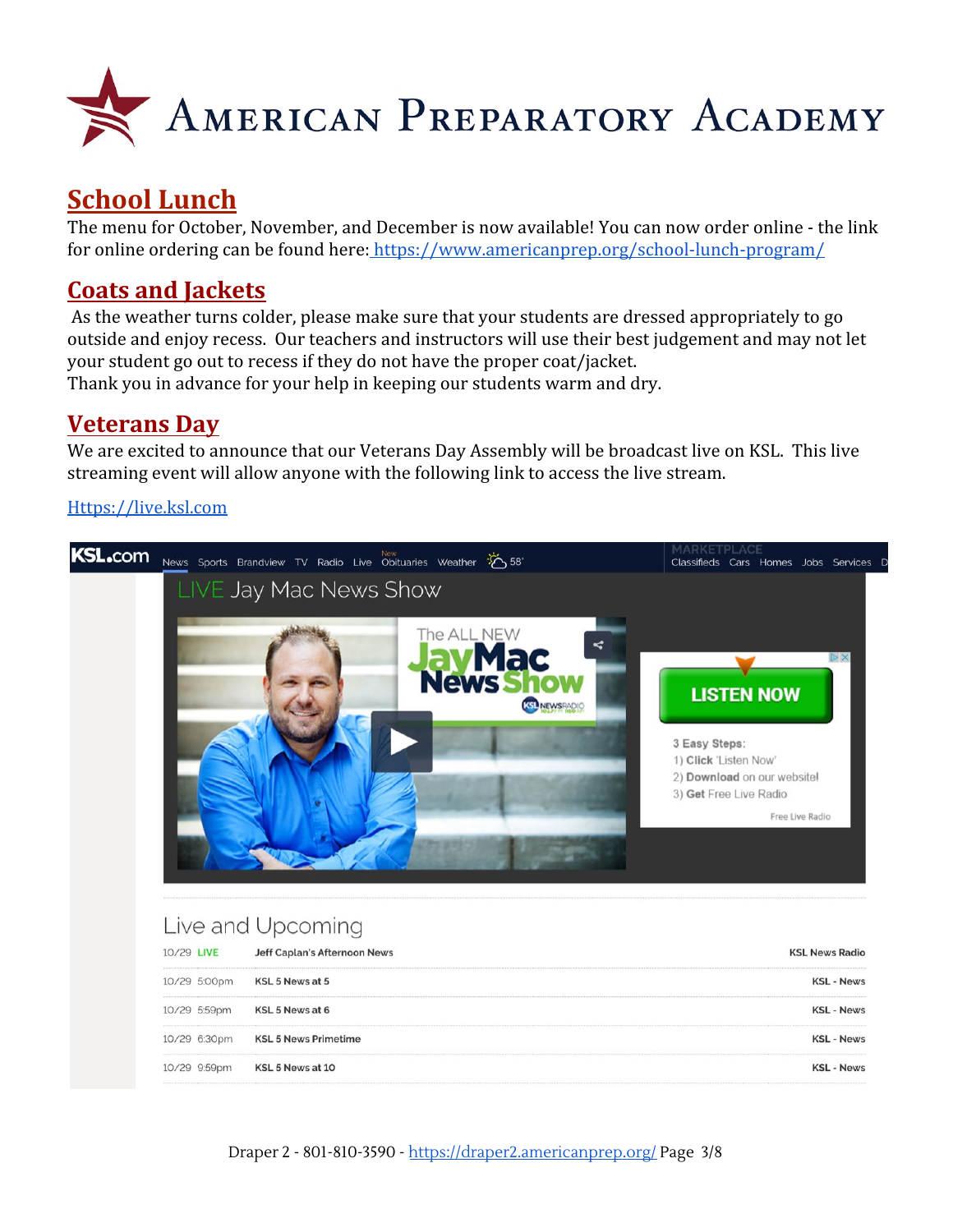# American Preparatory Academy

## School Lunch

The menu for October, November, and December is now available! You can now order online - the link for online ordering can be found here: https://www.americanprep.org/school-lunch-program/

## Coats and Jackets

As the weather turns colder, please make sure that your students are dressed appropriately to go outside and enjoy recess. Our teachers and instructors will use their best judgement and may not let your student go out to recess if they do not have the proper coat/jacket.
Thank you in advance for your help in keeping our students warm and dry.

## Veterans Day

We are excited to announce that our Veterans Day Assembly will be broadcast live on KSL. This live streaming event will allow anyone with the following link to access the live stream.

Https://live.ksl.com

KSL.com News Sports Brandview TV Radio Live Obituaries Weather 58° | MARKETPLACE Classifieds Cars Homes Jobs Services

LIVE Jay Mac News Show

The ALL NEW JayMac News Show — KSL NEWSRADIO

LISTEN NOW

3 Easy Steps:
1) Click 'Listen Now'
2) Download on our website!
3) Get Free Live Radio

Free Live Radio

Live and Upcoming

| | | |
|---|---|---|
| 10/29 LIVE | Jeff Caplan's Afternoon News | KSL News Radio |
| 10/29 5:00pm | KSL 5 News at 5 | KSL - News |
| 10/29 5:59pm | KSL 5 News at 6 | KSL - News |
| 10/29 6:30pm | KSL 5 News Primetime | KSL - News |
| 10/29 9:59pm | KSL 5 News at 10 | KSL - News |

Draper 2 - 801-810-3590 - https://draper2.americanprep.org/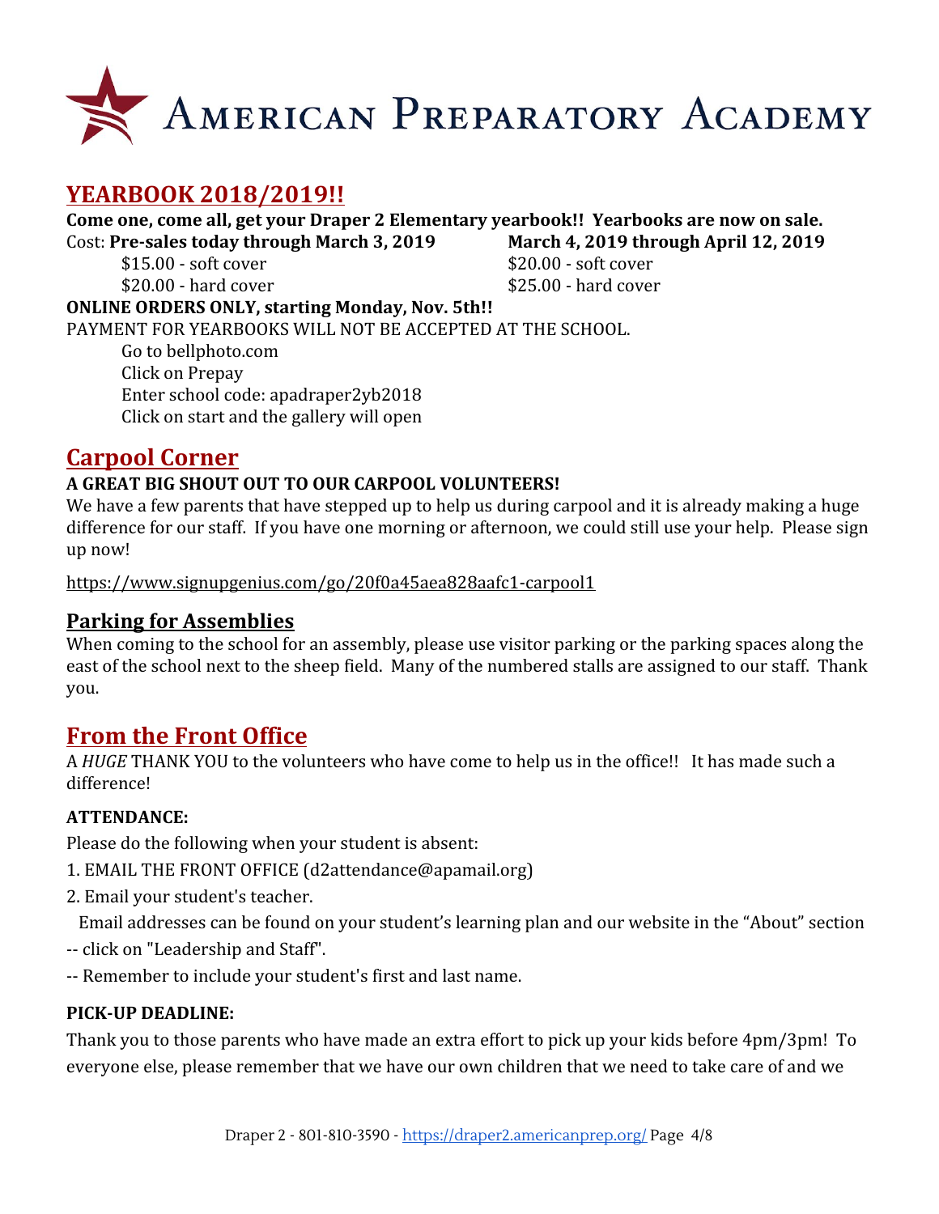# AMERICAN PREPARATORY ACADEMY

## YEARBOOK 2018/2019!!

**Come one, come all, get your Draper 2 Elementary yearbook!! Yearbooks are now on sale.**

Cost:

| **Pre-sales today through March 3, 2019** | **March 4, 2019 through April 12, 2019** |
|---|---|
| $15.00 - soft cover | $20.00 - soft cover |
| $20.00 - hard cover | $25.00 - hard cover |

**ONLINE ORDERS ONLY, starting Monday, Nov. 5th!!**

PAYMENT FOR YEARBOOKS WILL NOT BE ACCEPTED AT THE SCHOOL.

Go to bellphoto.com
Click on Prepay
Enter school code: apadraper2yb2018
Click on start and the gallery will open

## Carpool Corner

**A GREAT BIG SHOUT OUT TO OUR CARPOOL VOLUNTEERS!**

We have a few parents that have stepped up to help us during carpool and it is already making a huge difference for our staff. If you have one morning or afternoon, we could still use your help. Please sign up now!

https://www.signupgenius.com/go/20f0a45aea828aafc1-carpool1

### Parking for Assemblies

When coming to the school for an assembly, please use visitor parking or the parking spaces along the east of the school next to the sheep field. Many of the numbered stalls are assigned to our staff. Thank you.

## From the Front Office

A *HUGE* THANK YOU to the volunteers who have come to help us in the office!! It has made such a difference!

**ATTENDANCE:**

Please do the following when your student is absent:

1. EMAIL THE FRONT OFFICE (d2attendance@apamail.org)
2. Email your student's teacher.

Email addresses can be found on your student's learning plan and our website in the "About" section
-- click on "Leadership and Staff".
-- Remember to include your student's first and last name.

**PICK-UP DEADLINE:**

Thank you to those parents who have made an extra effort to pick up your kids before 4pm/3pm! To everyone else, please remember that we have our own children that we need to take care of and we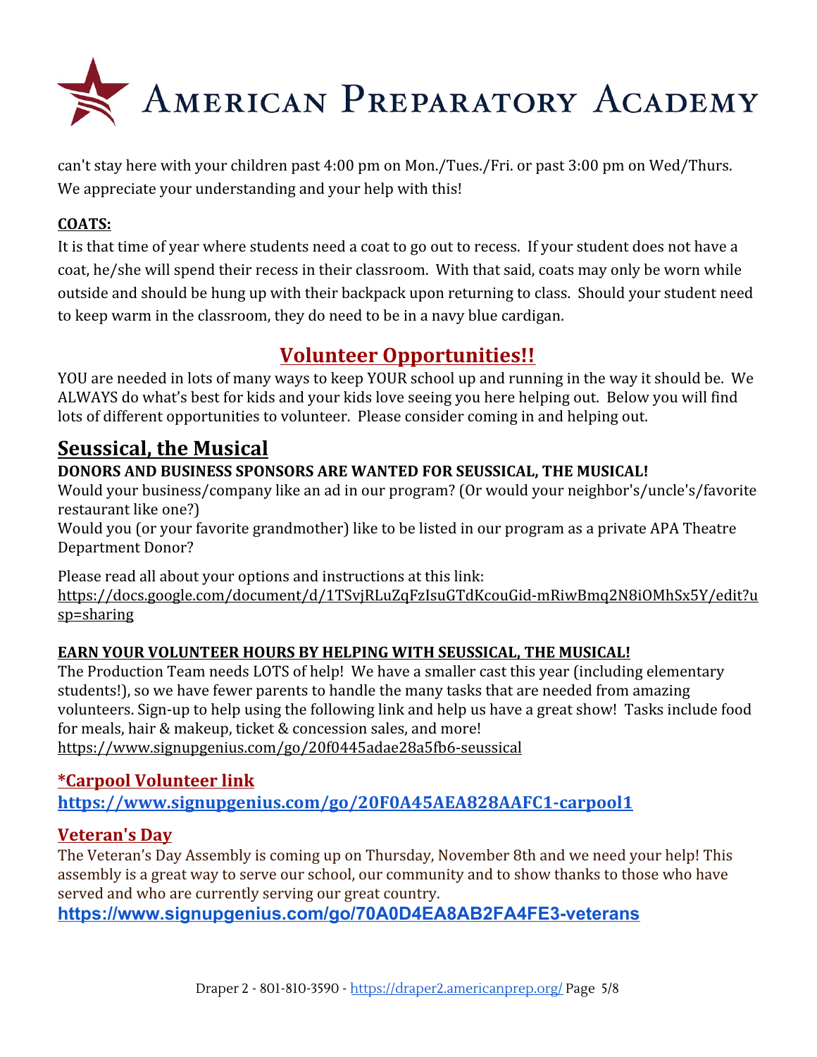can't stay here with your children past 4:00 pm on Mon./Tues./Fri. or past 3:00 pm on Wed/Thurs. We appreciate your understanding and your help with this!

**COATS:**

It is that time of year where students need a coat to go out to recess. If your student does not have a coat, he/she will spend their recess in their classroom. With that said, coats may only be worn while outside and should be hung up with their backpack upon returning to class. Should your student need to keep warm in the classroom, they do need to be in a navy blue cardigan.

# Volunteer Opportunities!!

YOU are needed in lots of many ways to keep YOUR school up and running in the way it should be. We ALWAYS do what's best for kids and your kids love seeing you here helping out. Below you will find lots of different opportunities to volunteer. Please consider coming in and helping out.

## Seussical, the Musical

**DONORS AND BUSINESS SPONSORS ARE WANTED FOR SEUSSICAL, THE MUSICAL!**

Would your business/company like an ad in our program? (Or would your neighbor's/uncle's/favorite restaurant like one?)

Would you (or your favorite grandmother) like to be listed in our program as a private APA Theatre Department Donor?

Please read all about your options and instructions at this link:
https://docs.google.com/document/d/1TSvjRLuZqFzIsuGTdKcouGid-mRiwBmq2N8iOMhSx5Y/edit?usp=sharing

**EARN YOUR VOLUNTEER HOURS BY HELPING WITH SEUSSICAL, THE MUSICAL!**

The Production Team needs LOTS of help! We have a smaller cast this year (including elementary students!), so we have fewer parents to handle the many tasks that are needed from amazing volunteers. Sign-up to help using the following link and help us have a great show! Tasks include food for meals, hair & makeup, ticket & concession sales, and more!
https://www.signupgenius.com/go/20f0445adae28a5fb6-seussical

### *Carpool Volunteer link

**https://www.signupgenius.com/go/20F0A45AEA828AAFC1-carpool1**

### Veteran's Day

The Veteran's Day Assembly is coming up on Thursday, November 8th and we need your help! This assembly is a great way to serve our school, our community and to show thanks to those who have served and who are currently serving our great country.

**https://www.signupgenius.com/go/70A0D4EA8AB2FA4FE3-veterans**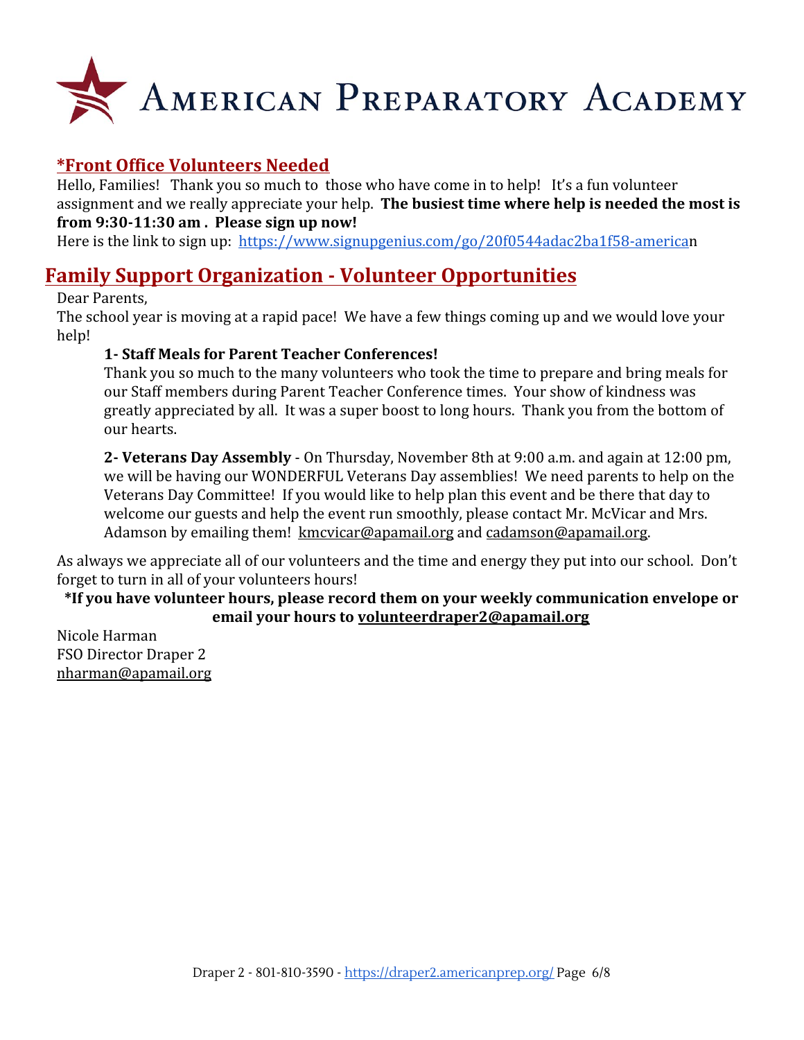# American Preparatory Academy

## *Front Office Volunteers Needed

Hello, Families!  Thank you so much to those who have come in to help!  It's a fun volunteer assignment and we really appreciate your help. **The busiest time where help is needed the most is from 9:30-11:30 am . Please sign up now!**

Here is the link to sign up: https://www.signupgenius.com/go/20f0544adac2ba1f58-american

## Family Support Organization - Volunteer Opportunities

Dear Parents,

The school year is moving at a rapid pace! We have a few things coming up and we would love your help!

**1- Staff Meals for Parent Teacher Conferences!**

Thank you so much to the many volunteers who took the time to prepare and bring meals for our Staff members during Parent Teacher Conference times. Your show of kindness was greatly appreciated by all. It was a super boost to long hours. Thank you from the bottom of our hearts.

**2- Veterans Day Assembly** - On Thursday, November 8th at 9:00 a.m. and again at 12:00 pm, we will be having our WONDERFUL Veterans Day assemblies! We need parents to help on the Veterans Day Committee! If you would like to help plan this event and be there that day to welcome our guests and help the event run smoothly, please contact Mr. McVicar and Mrs. Adamson by emailing them! kmcvicar@apamail.org and cadamson@apamail.org.

As always we appreciate all of our volunteers and the time and energy they put into our school. Don't forget to turn in all of your volunteers hours!

**\*If you have volunteer hours, please record them on your weekly communication envelope or email your hours to volunteerdraper2@apamail.org**

Nicole Harman
FSO Director Draper 2
nharman@apamail.org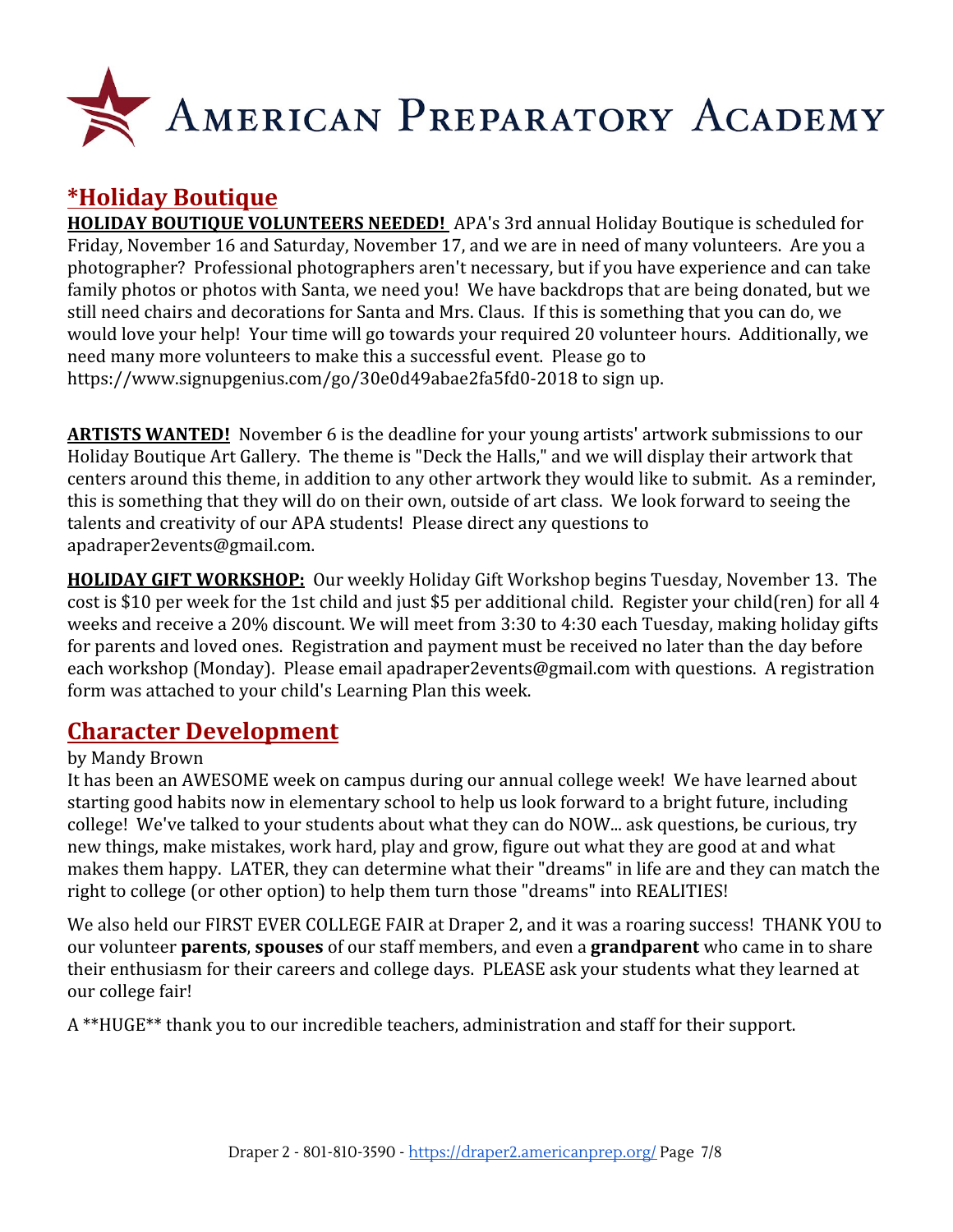# American Preparatory Academy

## *Holiday Boutique

**HOLIDAY BOUTIQUE VOLUNTEERS NEEDED!** APA's 3rd annual Holiday Boutique is scheduled for Friday, November 16 and Saturday, November 17, and we are in need of many volunteers. Are you a photographer? Professional photographers aren't necessary, but if you have experience and can take family photos or photos with Santa, we need you! We have backdrops that are being donated, but we still need chairs and decorations for Santa and Mrs. Claus. If this is something that you can do, we would love your help! Your time will go towards your required 20 volunteer hours. Additionally, we need many more volunteers to make this a successful event. Please go to https://www.signupgenius.com/go/30e0d49abae2fa5fd0-2018 to sign up.

**ARTISTS WANTED!** November 6 is the deadline for your young artists' artwork submissions to our Holiday Boutique Art Gallery. The theme is "Deck the Halls," and we will display their artwork that centers around this theme, in addition to any other artwork they would like to submit. As a reminder, this is something that they will do on their own, outside of art class. We look forward to seeing the talents and creativity of our APA students! Please direct any questions to apadraper2events@gmail.com.

**HOLIDAY GIFT WORKSHOP:** Our weekly Holiday Gift Workshop begins Tuesday, November 13. The cost is $10 per week for the 1st child and just $5 per additional child. Register your child(ren) for all 4 weeks and receive a 20% discount. We will meet from 3:30 to 4:30 each Tuesday, making holiday gifts for parents and loved ones. Registration and payment must be received no later than the day before each workshop (Monday). Please email apadraper2events@gmail.com with questions. A registration form was attached to your child's Learning Plan this week.

## Character Development

by Mandy Brown

It has been an AWESOME week on campus during our annual college week! We have learned about starting good habits now in elementary school to help us look forward to a bright future, including college! We've talked to your students about what they can do NOW... ask questions, be curious, try new things, make mistakes, work hard, play and grow, figure out what they are good at and what makes them happy. LATER, they can determine what their "dreams" in life are and they can match the right to college (or other option) to help them turn those "dreams" into REALITIES!

We also held our FIRST EVER COLLEGE FAIR at Draper 2, and it was a roaring success! THANK YOU to our volunteer **parents**, **spouses** of our staff members, and even a **grandparent** who came in to share their enthusiasm for their careers and college days. PLEASE ask your students what they learned at our college fair!

A **HUGE** thank you to our incredible teachers, administration and staff for their support.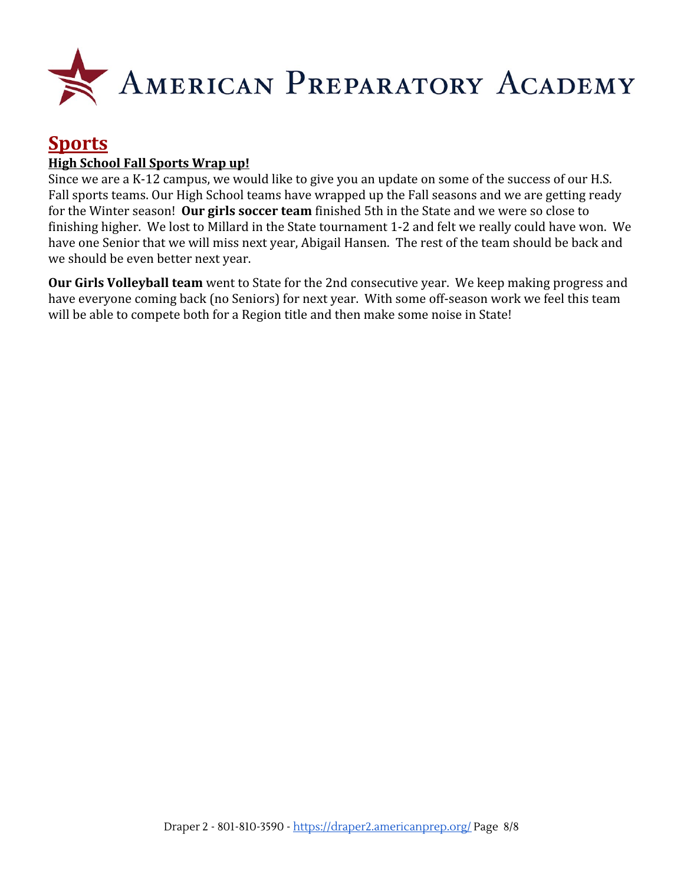# American Preparatory Academy

## Sports

### High School Fall Sports Wrap up!

Since we are a K-12 campus, we would like to give you an update on some of the success of our H.S. Fall sports teams. Our High School teams have wrapped up the Fall seasons and we are getting ready for the Winter season! **Our girls soccer team** finished 5th in the State and we were so close to finishing higher. We lost to Millard in the State tournament 1-2 and felt we really could have won. We have one Senior that we will miss next year, Abigail Hansen. The rest of the team should be back and we should be even better next year.

**Our Girls Volleyball team** went to State for the 2nd consecutive year. We keep making progress and have everyone coming back (no Seniors) for next year. With some off-season work we feel this team will be able to compete both for a Region title and then make some noise in State!